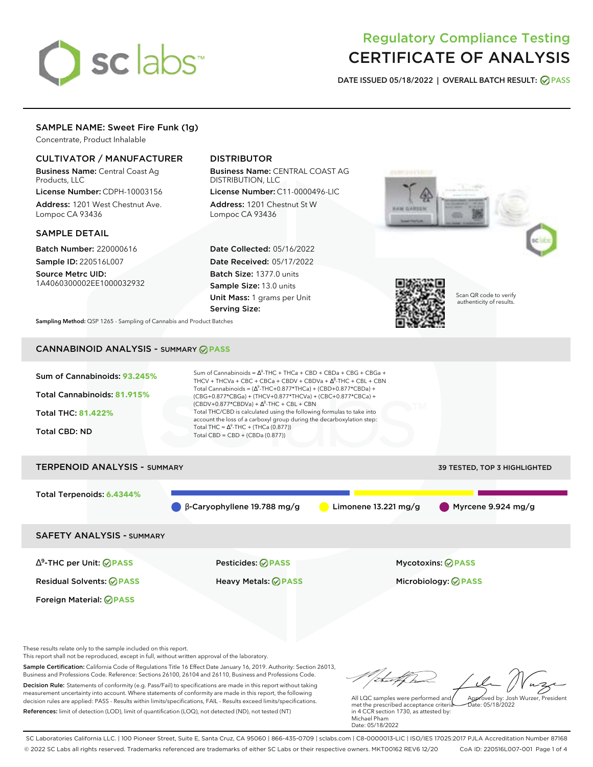# Regulatory Compliance Testing
# CERTIFICATE OF ANALYSIS

**DATE ISSUED** 05/18/2022 | **OVERALL BATCH RESULT:** PASS

## SAMPLE NAME: Sweet Fire Funk (1g)

Concentrate, Product Inhalable

### CULTIVATOR / MANUFACTURER

**Business Name:** Central Coast Ag Products, LLC

**License Number:** CDPH-10003156

**Address:** 1201 West Chestnut Ave. Lompoc CA 93436

### DISTRIBUTOR

**Business Name:** CENTRAL COAST AG DISTRIBUTION, LLC

**License Number:** C11-0000496-LIC

**Address:** 1201 Chestnut St W Lompoc CA 93436

### SAMPLE DETAIL

**Batch Number:** 220000616

**Sample ID:** 220516L007

**Source Metrc UID:** 1A4060300002EE1000032932

**Date Collected:** 05/16/2022

**Date Received:** 05/17/2022

**Batch Size:** 1377.0 units

**Sample Size:** 13.0 units

**Unit Mass:** 1 grams per Unit

**Serving Size:**

Scan QR code to verify authenticity of results.

**Sampling Method:** QSP 1265 - Sampling of Cannabis and Product Batches

## CANNABINOID ANALYSIS - SUMMARY PASS

**Sum of Cannabinoids:** 93.245%

**Total Cannabinoids:** 81.915%

**Total THC:** 81.422%

**Total CBD:** ND

Sum of Cannabinoids = $\Delta^9$-THC + THCa + CBD + CBDa + CBG + CBGa + THCV + THCVa + CBC + CBCa + CBDV + CBDVa + $\Delta^8$-THC + CBL + CBN

Total Cannabinoids = ($\Delta^9$-THC+0.877*THCa) + (CBD+0.877*CBDa) + (CBG+0.877*CBGa) + (THCV+0.877*THCVa) + (CBC+0.877*CBCa) + (CBDV+0.877*CBDVa) + $\Delta^8$-THC + CBL + CBN

Total THC/CBD is calculated using the following formulas to take into account the loss of a carboxyl group during the decarboxylation step:

Total THC = $\Delta^9$-THC + (THCa (0.877))

Total CBD = CBD + (CBDa (0.877))

## TERPENOID ANALYSIS - SUMMARY

39 TESTED, TOP 3 HIGHLIGHTED

**Total Terpenoids:** 6.4344%

β-Caryophyllene 19.788 mg/g

Limonene 13.221 mg/g

Myrcene 9.924 mg/g

## SAFETY ANALYSIS - SUMMARY

$\Delta^9$-THC per Unit: PASS

Pesticides: PASS

Mycotoxins: PASS

Residual Solvents: PASS

Heavy Metals: PASS

Microbiology: PASS

Foreign Material: PASS

These results relate only to the sample included on this report.
This report shall not be reproduced, except in full, without written approval of the laboratory.

**Sample Certification:** California Code of Regulations Title 16 Effect Date January 16, 2019. Authority: Section 26013, Business and Professions Code. Reference: Sections 26100, 26104 and 26110, Business and Professions Code.

**Decision Rule:** Statements of conformity (e.g. Pass/Fail) to specifications are made in this report without taking measurement uncertainty into account. Where statements of conformity are made in this report, the following decision rules are applied: PASS - Results within limits/specifications, FAIL - Results exceed limits/specifications.

**References:** limit of detection (LOD), limit of quantification (LOQ), not detected (ND), not tested (NT)

All LQC samples were performed and met the prescribed acceptance criteria in 4 CCR section 1730, as attested by: Michael Pham
Date: 05/18/2022

Approved by: Josh Wurzer, President
Date: 05/18/2022

SC Laboratories California LLC. | 100 Pioneer Street, Suite E, Santa Cruz, CA 95060 | 866-435-0709 | sclabs.com | C8-0000013-LIC | ISO/IES 17025:2017 PJLA Accreditation Number 87168
© 2022 SC Labs all rights reserved. Trademarks referenced are trademarks of either SC Labs or their respective owners. MKT00162 REV6 12/20 CoA ID: 220516L007-001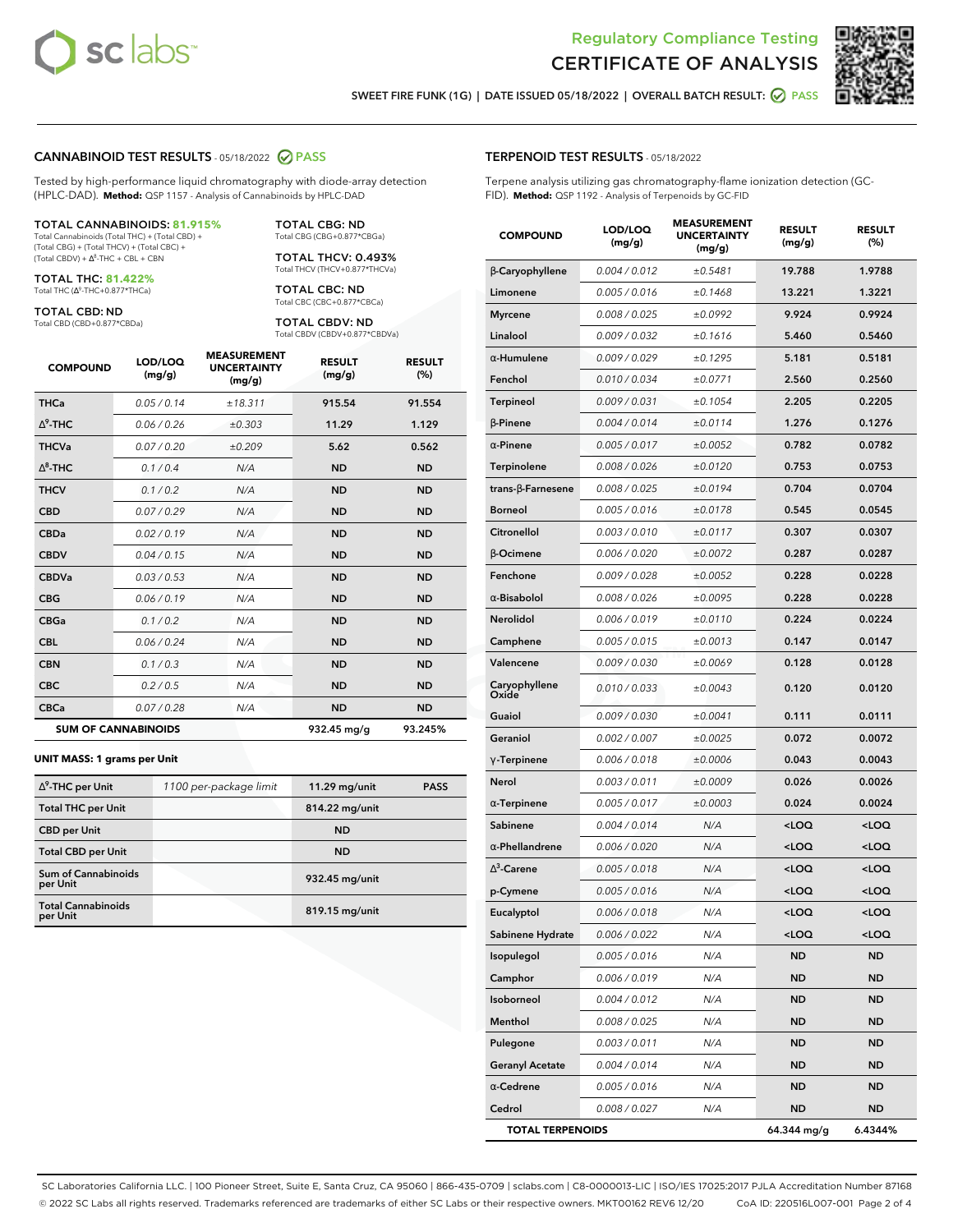# Regulatory Compliance Testing
# CERTIFICATE OF ANALYSIS

SWEET FIRE FUNK (1G) | DATE ISSUED 05/18/2022 | OVERALL BATCH RESULT: PASS

## CANNABINOID TEST RESULTS - 05/18/2022 PASS

Tested by high-performance liquid chromatography with diode-array detection (HPLC-DAD). **Method:** QSP 1157 - Analysis of Cannabinoids by HPLC-DAD

**TOTAL CANNABINOIDS: 81.915%**
Total Cannabinoids (Total THC) + (Total CBD) + (Total CBG) + (Total THCV) + (Total CBC) + (Total CBDV) + $\Delta^8$-THC + CBL + CBN

**TOTAL THC: 81.422%**
Total THC ($\Delta^9$-THC+0.877*THCa)

**TOTAL CBD: ND**
Total CBD (CBD+0.877*CBDa)

**TOTAL CBG: ND**
Total CBG (CBG+0.877*CBGa)

**TOTAL THCV: 0.493%**
Total THCV (THCV+0.877*THCVa)

**TOTAL CBC: ND**
Total CBC (CBC+0.877*CBCa)

**TOTAL CBDV: ND**
Total CBDV (CBDV+0.877*CBDVa)

| COMPOUND | LOD/LOQ (mg/g) | MEASUREMENT UNCERTAINTY (mg/g) | RESULT (mg/g) | RESULT (%) |
|---|---|---|---|---|
| THCa | 0.05 / 0.14 | ±18.311 | 915.54 | 91.554 |
| $\Delta^9$-THC | 0.06 / 0.26 | ±0.303 | 11.29 | 1.129 |
| THCVa | 0.07 / 0.20 | ±0.209 | 5.62 | 0.562 |
| $\Delta^8$-THC | 0.1 / 0.4 | N/A | ND | ND |
| THCV | 0.1 / 0.2 | N/A | ND | ND |
| CBD | 0.07 / 0.29 | N/A | ND | ND |
| CBDa | 0.02 / 0.19 | N/A | ND | ND |
| CBDV | 0.04 / 0.15 | N/A | ND | ND |
| CBDVa | 0.03 / 0.53 | N/A | ND | ND |
| CBG | 0.06 / 0.19 | N/A | ND | ND |
| CBGa | 0.1 / 0.2 | N/A | ND | ND |
| CBL | 0.06 / 0.24 | N/A | ND | ND |
| CBN | 0.1 / 0.3 | N/A | ND | ND |
| CBC | 0.2 / 0.5 | N/A | ND | ND |
| CBCa | 0.07 / 0.28 | N/A | ND | ND |
| **SUM OF CANNABINOIDS** | | | 932.45 mg/g | 93.245% |

**UNIT MASS: 1 grams per Unit**

| | | | |
|---|---|---|---|
| $\Delta^9$-THC per Unit | 1100 per-package limit | 11.29 mg/unit | PASS |
| Total THC per Unit | | 814.22 mg/unit | |
| CBD per Unit | | ND | |
| Total CBD per Unit | | ND | |
| Sum of Cannabinoids per Unit | | 932.45 mg/unit | |
| Total Cannabinoids per Unit | | 819.15 mg/unit | |

## TERPENOID TEST RESULTS - 05/18/2022

Terpene analysis utilizing gas chromatography-flame ionization detection (GC-FID). **Method:** QSP 1192 - Analysis of Terpenoids by GC-FID

| COMPOUND | LOD/LOQ (mg/g) | MEASUREMENT UNCERTAINTY (mg/g) | RESULT (mg/g) | RESULT (%) |
|---|---|---|---|---|
| β-Caryophyllene | 0.004 / 0.012 | ±0.5481 | 19.788 | 1.9788 |
| Limonene | 0.005 / 0.016 | ±0.1468 | 13.221 | 1.3221 |
| Myrcene | 0.008 / 0.025 | ±0.0992 | 9.924 | 0.9924 |
| Linalool | 0.009 / 0.032 | ±0.1616 | 5.460 | 0.5460 |
| α-Humulene | 0.009 / 0.029 | ±0.1295 | 5.181 | 0.5181 |
| Fenchol | 0.010 / 0.034 | ±0.0771 | 2.560 | 0.2560 |
| Terpineol | 0.009 / 0.031 | ±0.1054 | 2.205 | 0.2205 |
| β-Pinene | 0.004 / 0.014 | ±0.0114 | 1.276 | 0.1276 |
| α-Pinene | 0.005 / 0.017 | ±0.0052 | 0.782 | 0.0782 |
| Terpinolene | 0.008 / 0.026 | ±0.0120 | 0.753 | 0.0753 |
| trans-β-Farnesene | 0.008 / 0.025 | ±0.0194 | 0.704 | 0.0704 |
| Borneol | 0.005 / 0.016 | ±0.0178 | 0.545 | 0.0545 |
| Citronellol | 0.003 / 0.010 | ±0.0117 | 0.307 | 0.0307 |
| β-Ocimene | 0.006 / 0.020 | ±0.0072 | 0.287 | 0.0287 |
| Fenchone | 0.009 / 0.028 | ±0.0052 | 0.228 | 0.0228 |
| α-Bisabolol | 0.008 / 0.026 | ±0.0095 | 0.228 | 0.0228 |
| Nerolidol | 0.006 / 0.019 | ±0.0110 | 0.224 | 0.0224 |
| Camphene | 0.005 / 0.015 | ±0.0013 | 0.147 | 0.0147 |
| Valencene | 0.009 / 0.030 | ±0.0069 | 0.128 | 0.0128 |
| Caryophyllene Oxide | 0.010 / 0.033 | ±0.0043 | 0.120 | 0.0120 |
| Guaiol | 0.009 / 0.030 | ±0.0041 | 0.111 | 0.0111 |
| Geraniol | 0.002 / 0.007 | ±0.0025 | 0.072 | 0.0072 |
| γ-Terpinene | 0.006 / 0.018 | ±0.0006 | 0.043 | 0.0043 |
| Nerol | 0.003 / 0.011 | ±0.0009 | 0.026 | 0.0026 |
| α-Terpinene | 0.005 / 0.017 | ±0.0003 | 0.024 | 0.0024 |
| Sabinene | 0.004 / 0.014 | N/A | <LOQ | <LOQ |
| α-Phellandrene | 0.006 / 0.020 | N/A | <LOQ | <LOQ |
| $\Delta^3$-Carene | 0.005 / 0.018 | N/A | <LOQ | <LOQ |
| p-Cymene | 0.005 / 0.016 | N/A | <LOQ | <LOQ |
| Eucalyptol | 0.006 / 0.018 | N/A | <LOQ | <LOQ |
| Sabinene Hydrate | 0.006 / 0.022 | N/A | <LOQ | <LOQ |
| Isopulegol | 0.005 / 0.016 | N/A | ND | ND |
| Camphor | 0.006 / 0.019 | N/A | ND | ND |
| Isoborneol | 0.004 / 0.012 | N/A | ND | ND |
| Menthol | 0.008 / 0.025 | N/A | ND | ND |
| Pulegone | 0.003 / 0.011 | N/A | ND | ND |
| Geranyl Acetate | 0.004 / 0.014 | N/A | ND | ND |
| α-Cedrene | 0.005 / 0.016 | N/A | ND | ND |
| Cedrol | 0.008 / 0.027 | N/A | ND | ND |
| **TOTAL TERPENOIDS** | | | 64.344 mg/g | 6.4344% |

SC Laboratories California LLC. | 100 Pioneer Street, Suite E, Santa Cruz, CA 95060 | 866-435-0709 | sclabs.com | C8-0000013-LIC | ISO/IES 17025:2017 PJLA Accreditation Number 87168
© 2022 SC Labs all rights reserved. Trademarks referenced are trademarks of either SC Labs or their respective owners. MKT00162 REV6 12/20 CoA ID: 220516L007-001